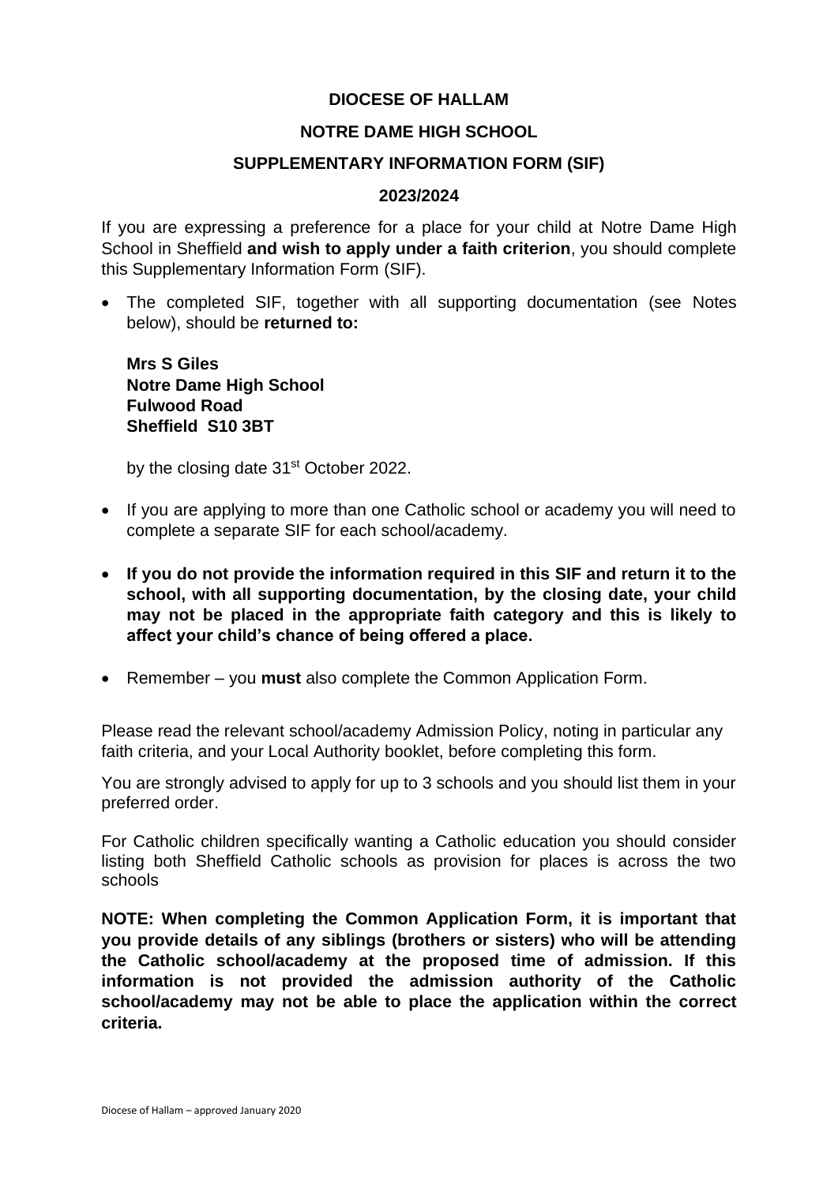**DIOCESE OF HALLAM**

**NOTRE DAME HIGH SCHOOL**

**SUPPLEMENTARY INFORMATION FORM (SIF)**

**2023/2024**

If you are expressing a preference for a place for your child at Notre Dame High School in Sheffield **and wish to apply under a faith criterion**, you should complete this Supplementary Information Form (SIF).

- The completed SIF, together with all supporting documentation (see Notes below), should be **returned to:**

  **Mrs S Giles**
  **Notre Dame High School**
  **Fulwood Road**
  **Sheffield S10 3BT**

  by the closing date 31st October 2022.

- If you are applying to more than one Catholic school or academy you will need to complete a separate SIF for each school/academy.

- **If you do not provide the information required in this SIF and return it to the school, with all supporting documentation, by the closing date, your child may not be placed in the appropriate faith category and this is likely to affect your child's chance of being offered a place.**

- Remember – you **must** also complete the Common Application Form.

Please read the relevant school/academy Admission Policy, noting in particular any faith criteria, and your Local Authority booklet, before completing this form.

You are strongly advised to apply for up to 3 schools and you should list them in your preferred order.

For Catholic children specifically wanting a Catholic education you should consider listing both Sheffield Catholic schools as provision for places is across the two schools

**NOTE: When completing the Common Application Form, it is important that you provide details of any siblings (brothers or sisters) who will be attending the Catholic school/academy at the proposed time of admission. If this information is not provided the admission authority of the Catholic school/academy may not be able to place the application within the correct criteria.**

Diocese of Hallam – approved January 2020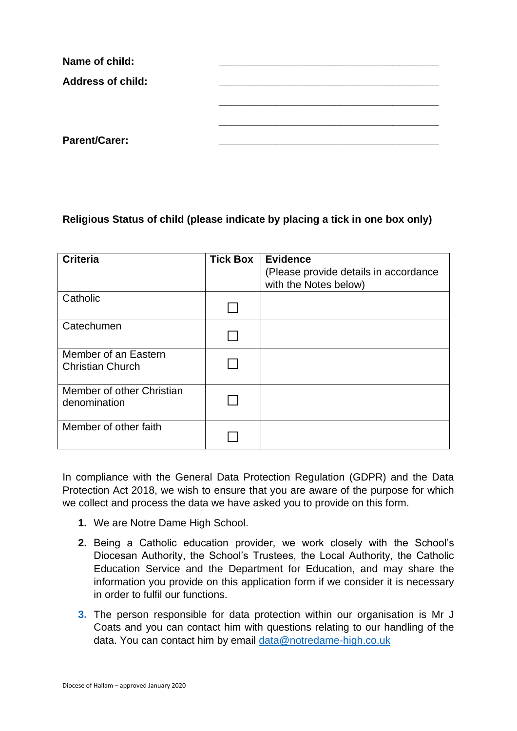**Name of child:** ______________________________________

**Address of child:** ______________________________________

______________________________________

______________________________________

**Parent/Carer:** ______________________________________

**Religious Status of child (please indicate by placing a tick in one box only)**

| **Criteria** | **Tick Box** | **Evidence** (Please provide details in accordance with the Notes below) |
|---|---|---|
| Catholic | ☐ | |
| Catechumen | ☐ | |
| Member of an Eastern Christian Church | ☐ | |
| Member of other Christian denomination | ☐ | |
| Member of other faith | ☐ | |

In compliance with the General Data Protection Regulation (GDPR) and the Data Protection Act 2018, we wish to ensure that you are aware of the purpose for which we collect and process the data we have asked you to provide on this form.

1. We are Notre Dame High School.
2. Being a Catholic education provider, we work closely with the School's Diocesan Authority, the School's Trustees, the Local Authority, the Catholic Education Service and the Department for Education, and may share the information you provide on this application form if we consider it is necessary in order to fulfil our functions.
3. The person responsible for data protection within our organisation is Mr J Coats and you can contact him with questions relating to our handling of the data. You can contact him by email data@notredame-high.co.uk

Diocese of Hallam – approved January 2020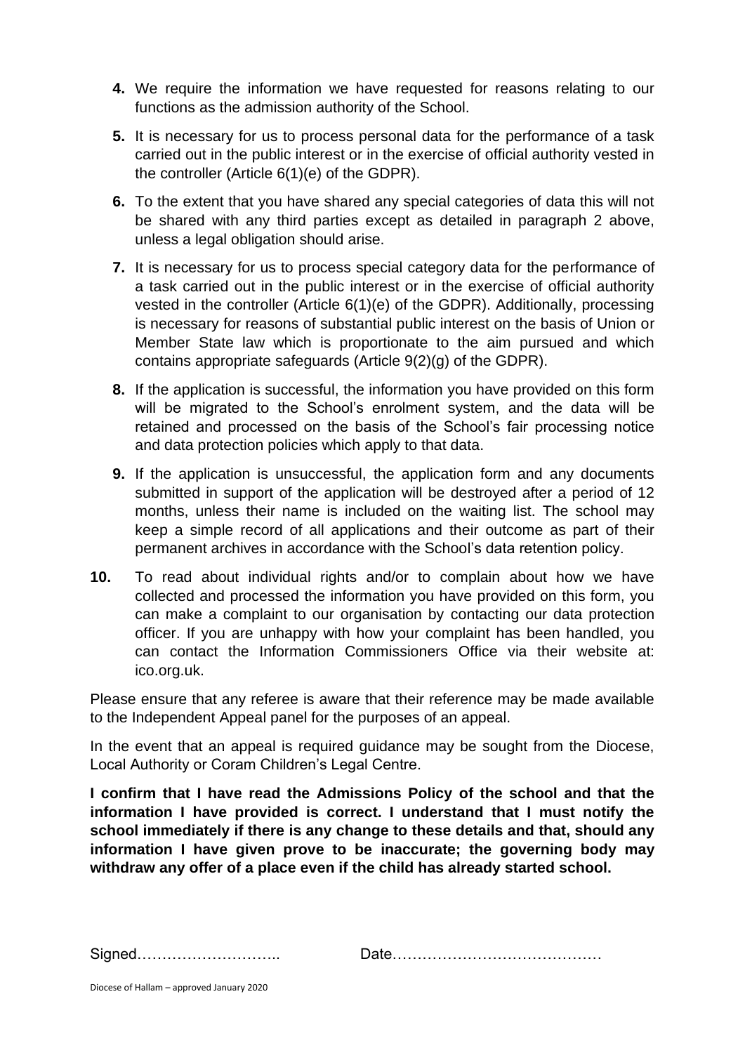4. We require the information we have requested for reasons relating to our functions as the admission authority of the School.

5. It is necessary for us to process personal data for the performance of a task carried out in the public interest or in the exercise of official authority vested in the controller (Article 6(1)(e) of the GDPR).

6. To the extent that you have shared any special categories of data this will not be shared with any third parties except as detailed in paragraph 2 above, unless a legal obligation should arise.

7. It is necessary for us to process special category data for the performance of a task carried out in the public interest or in the exercise of official authority vested in the controller (Article 6(1)(e) of the GDPR). Additionally, processing is necessary for reasons of substantial public interest on the basis of Union or Member State law which is proportionate to the aim pursued and which contains appropriate safeguards (Article 9(2)(g) of the GDPR).

8. If the application is successful, the information you have provided on this form will be migrated to the School's enrolment system, and the data will be retained and processed on the basis of the School's fair processing notice and data protection policies which apply to that data.

9. If the application is unsuccessful, the application form and any documents submitted in support of the application will be destroyed after a period of 12 months, unless their name is included on the waiting list. The school may keep a simple record of all applications and their outcome as part of their permanent archives in accordance with the School's data retention policy.

10. To read about individual rights and/or to complain about how we have collected and processed the information you have provided on this form, you can make a complaint to our organisation by contacting our data protection officer. If you are unhappy with how your complaint has been handled, you can contact the Information Commissioners Office via their website at: ico.org.uk.

Please ensure that any referee is aware that their reference may be made available to the Independent Appeal panel for the purposes of an appeal.

In the event that an appeal is required guidance may be sought from the Diocese, Local Authority or Coram Children's Legal Centre.

**I confirm that I have read the Admissions Policy of the school and that the information I have provided is correct. I understand that I must notify the school immediately if there is any change to these details and that, should any information I have given prove to be inaccurate; the governing body may withdraw any offer of a place even if the child has already started school.**

Signed……………………….. Date…………………………………

Diocese of Hallam – approved January 2020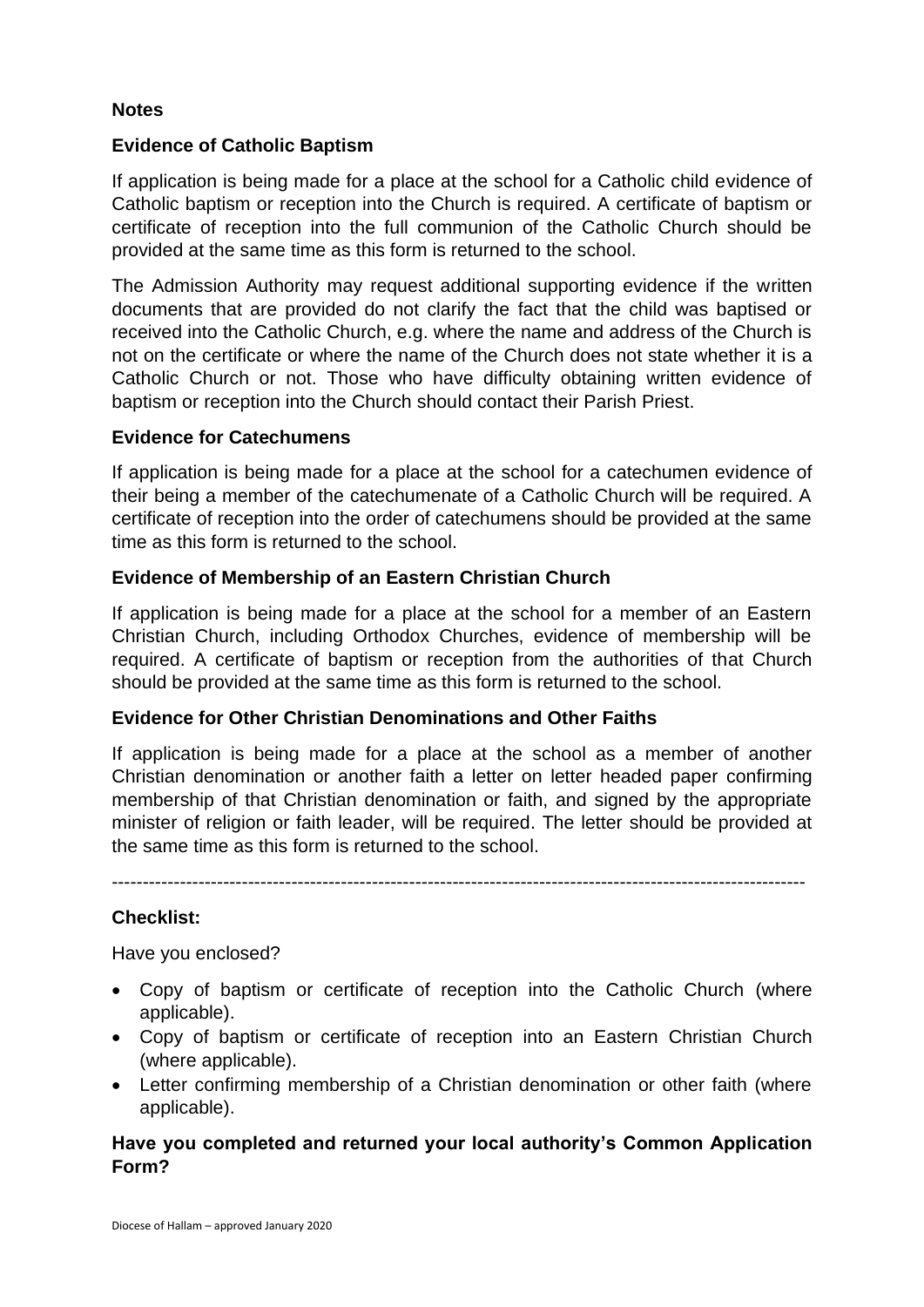**Notes**

**Evidence of Catholic Baptism**

If application is being made for a place at the school for a Catholic child evidence of Catholic baptism or reception into the Church is required. A certificate of baptism or certificate of reception into the full communion of the Catholic Church should be provided at the same time as this form is returned to the school.

The Admission Authority may request additional supporting evidence if the written documents that are provided do not clarify the fact that the child was baptised or received into the Catholic Church, e.g. where the name and address of the Church is not on the certificate or where the name of the Church does not state whether it is a Catholic Church or not. Those who have difficulty obtaining written evidence of baptism or reception into the Church should contact their Parish Priest.

**Evidence for Catechumens**

If application is being made for a place at the school for a catechumen evidence of their being a member of the catechumenate of a Catholic Church will be required. A certificate of reception into the order of catechumens should be provided at the same time as this form is returned to the school.

**Evidence of Membership of an Eastern Christian Church**

If application is being made for a place at the school for a member of an Eastern Christian Church, including Orthodox Churches, evidence of membership will be required. A certificate of baptism or reception from the authorities of that Church should be provided at the same time as this form is returned to the school.

**Evidence for Other Christian Denominations and Other Faiths**

If application is being made for a place at the school as a member of another Christian denomination or another faith a letter on letter headed paper confirming membership of that Christian denomination or faith, and signed by the appropriate minister of religion or faith leader, will be required. The letter should be provided at the same time as this form is returned to the school.

---

**Checklist:**

Have you enclosed?

- Copy of baptism or certificate of reception into the Catholic Church (where applicable).
- Copy of baptism or certificate of reception into an Eastern Christian Church (where applicable).
- Letter confirming membership of a Christian denomination or other faith (where applicable).

**Have you completed and returned your local authority's Common Application Form?**

Diocese of Hallam – approved January 2020